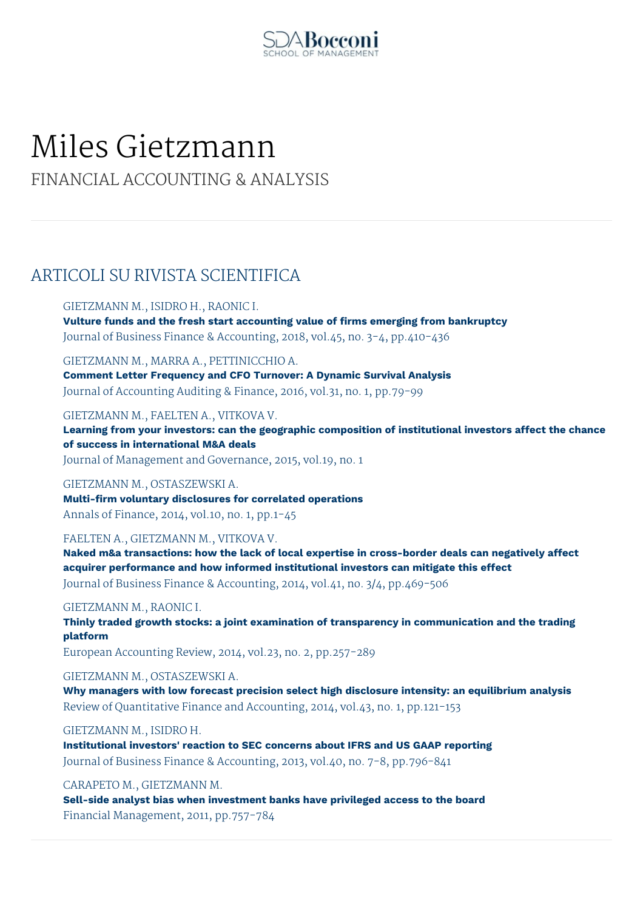# Miles Gietzmann

FINANCIAL ACCOUNTING & ANALYSIS

## ARTICOLI SU RIVISTA SCIENTIFICA

GIETZMANN M., ISIDRO H., RAONIC I.
**Vulture funds and the fresh start accounting value of firms emerging from bankruptcy**
Journal of Business Finance & Accounting, 2018, vol.45, no. 3-4, pp.410-436

GIETZMANN M., MARRA A., PETTINICCHIO A.
**Comment Letter Frequency and CFO Turnover: A Dynamic Survival Analysis**
Journal of Accounting Auditing & Finance, 2016, vol.31, no. 1, pp.79-99

GIETZMANN M., FAELTEN A., VITKOVA V.
**Learning from your investors: can the geographic composition of institutional investors affect the chance of success in international M&A deals**
Journal of Management and Governance, 2015, vol.19, no. 1

GIETZMANN M., OSTASZEWSKI A.
**Multi-firm voluntary disclosures for correlated operations**
Annals of Finance, 2014, vol.10, no. 1, pp.1-45

FAELTEN A., GIETZMANN M., VITKOVA V.
**Naked m&a transactions: how the lack of local expertise in cross-border deals can negatively affect acquirer performance and how informed institutional investors can mitigate this effect**
Journal of Business Finance & Accounting, 2014, vol.41, no. 3/4, pp.469-506

GIETZMANN M., RAONIC I.
**Thinly traded growth stocks: a joint examination of transparency in communication and the trading platform**
European Accounting Review, 2014, vol.23, no. 2, pp.257-289

GIETZMANN M., OSTASZEWSKI A.
**Why managers with low forecast precision select high disclosure intensity: an equilibrium analysis**
Review of Quantitative Finance and Accounting, 2014, vol.43, no. 1, pp.121-153

GIETZMANN M., ISIDRO H.
**Institutional investors' reaction to SEC concerns about IFRS and US GAAP reporting**
Journal of Business Finance & Accounting, 2013, vol.40, no. 7-8, pp.796-841

CARAPETO M., GIETZMANN M.
**Sell-side analyst bias when investment banks have privileged access to the board**
Financial Management, 2011, pp.757-784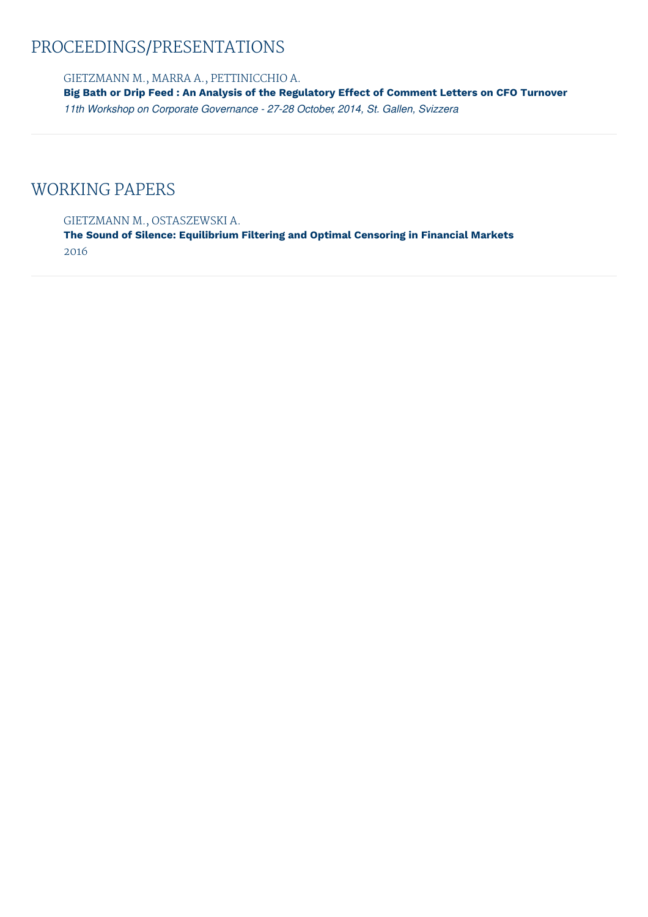## PROCEEDINGS/PRESENTATIONS

GIETZMANN M., MARRA A., PETTINICCHIO A.

**Big Bath or Drip Feed : An Analysis of the Regulatory Effect of Comment Letters on CFO Turnover**

*11th Workshop on Corporate Governance - 27-28 October, 2014, St. Gallen, Svizzera*

---

## WORKING PAPERS

GIETZMANN M., OSTASZEWSKI A.

**The Sound of Silence: Equilibrium Filtering and Optimal Censoring in Financial Markets**

2016

---